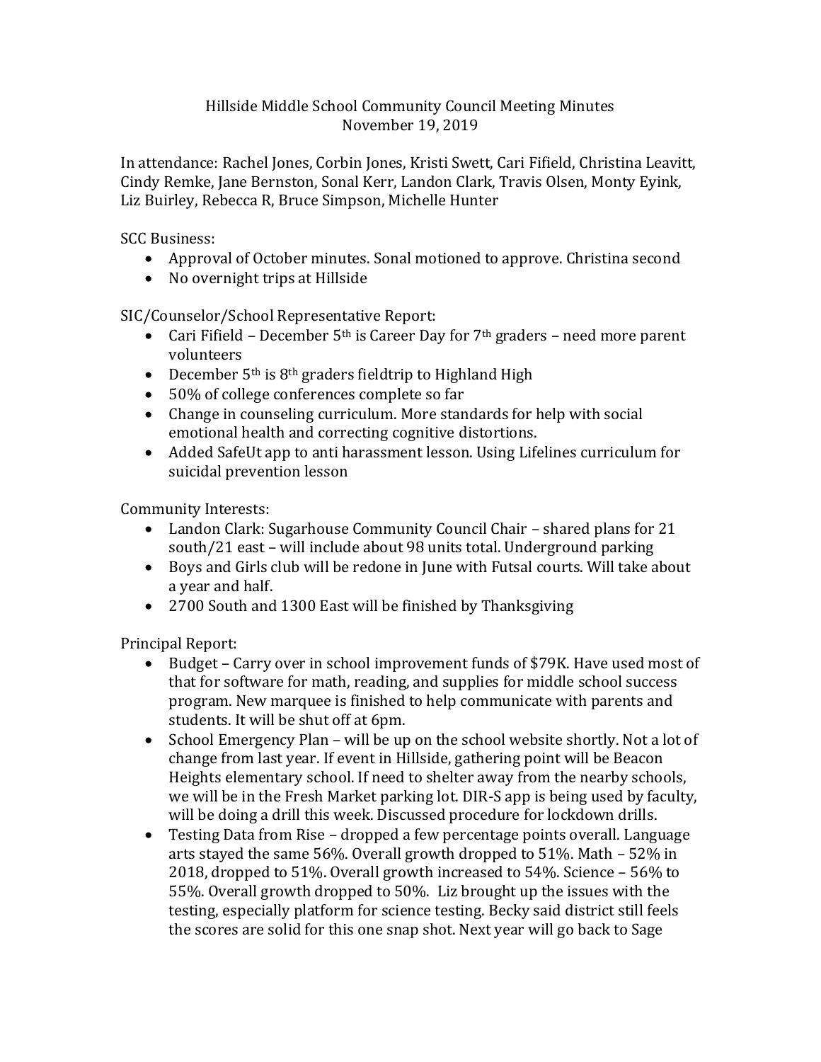# Hillside Middle School Community Council Meeting Minutes
November 19, 2019

In attendance: Rachel Jones, Corbin Jones, Kristi Swett, Cari Fifield, Christina Leavitt, Cindy Remke, Jane Bernston, Sonal Kerr, Landon Clark, Travis Olsen, Monty Eyink, Liz Buirley, Rebecca R, Bruce Simpson, Michelle Hunter

SCC Business:

- Approval of October minutes. Sonal motioned to approve. Christina second
- No overnight trips at Hillside

SIC/Counselor/School Representative Report:

- Cari Fifield – December 5th is Career Day for 7th graders – need more parent volunteers
- December 5th is 8th graders fieldtrip to Highland High
- 50% of college conferences complete so far
- Change in counseling curriculum. More standards for help with social emotional health and correcting cognitive distortions.
- Added SafeUt app to anti harassment lesson. Using Lifelines curriculum for suicidal prevention lesson

Community Interests:

- Landon Clark: Sugarhouse Community Council Chair – shared plans for 21 south/21 east – will include about 98 units total. Underground parking
- Boys and Girls club will be redone in June with Futsal courts. Will take about a year and half.
- 2700 South and 1300 East will be finished by Thanksgiving

Principal Report:

- Budget – Carry over in school improvement funds of $79K. Have used most of that for software for math, reading, and supplies for middle school success program. New marquee is finished to help communicate with parents and students. It will be shut off at 6pm.
- School Emergency Plan – will be up on the school website shortly. Not a lot of change from last year. If event in Hillside, gathering point will be Beacon Heights elementary school. If need to shelter away from the nearby schools, we will be in the Fresh Market parking lot. DIR-S app is being used by faculty, will be doing a drill this week. Discussed procedure for lockdown drills.
- Testing Data from Rise – dropped a few percentage points overall. Language arts stayed the same 56%. Overall growth dropped to 51%. Math – 52% in 2018, dropped to 51%. Overall growth increased to 54%. Science – 56% to 55%. Overall growth dropped to 50%. Liz brought up the issues with the testing, especially platform for science testing. Becky said district still feels the scores are solid for this one snap shot. Next year will go back to Sage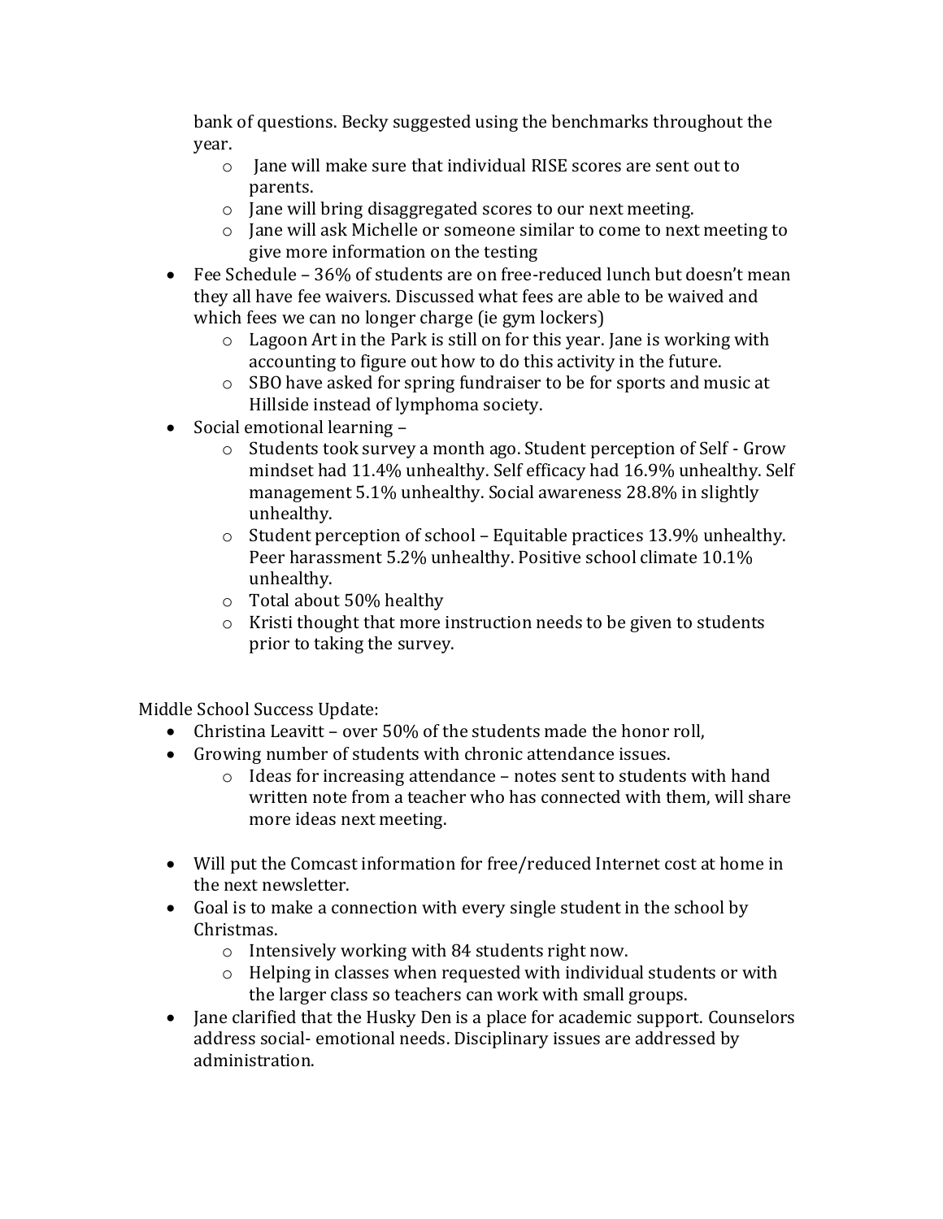bank of questions. Becky suggested using the benchmarks throughout the year.

  - Jane will make sure that individual RISE scores are sent out to parents.
  - Jane will bring disaggregated scores to our next meeting.
  - Jane will ask Michelle or someone similar to come to next meeting to give more information on the testing

- Fee Schedule – 36% of students are on free-reduced lunch but doesn't mean they all have fee waivers. Discussed what fees are able to be waived and which fees we can no longer charge (ie gym lockers)
  - Lagoon Art in the Park is still on for this year. Jane is working with accounting to figure out how to do this activity in the future.
  - SBO have asked for spring fundraiser to be for sports and music at Hillside instead of lymphoma society.
- Social emotional learning –
  - Students took survey a month ago. Student perception of Self - Grow mindset had 11.4% unhealthy. Self efficacy had 16.9% unhealthy. Self management 5.1% unhealthy. Social awareness 28.8% in slightly unhealthy.
  - Student perception of school – Equitable practices 13.9% unhealthy. Peer harassment 5.2% unhealthy. Positive school climate 10.1% unhealthy.
  - Total about 50% healthy
  - Kristi thought that more instruction needs to be given to students prior to taking the survey.

Middle School Success Update:

- Christina Leavitt – over 50% of the students made the honor roll,
- Growing number of students with chronic attendance issues.
  - Ideas for increasing attendance – notes sent to students with hand written note from a teacher who has connected with them, will share more ideas next meeting.

- Will put the Comcast information for free/reduced Internet cost at home in the next newsletter.
- Goal is to make a connection with every single student in the school by Christmas.
  - Intensively working with 84 students right now.
  - Helping in classes when requested with individual students or with the larger class so teachers can work with small groups.
- Jane clarified that the Husky Den is a place for academic support. Counselors address social- emotional needs. Disciplinary issues are addressed by administration.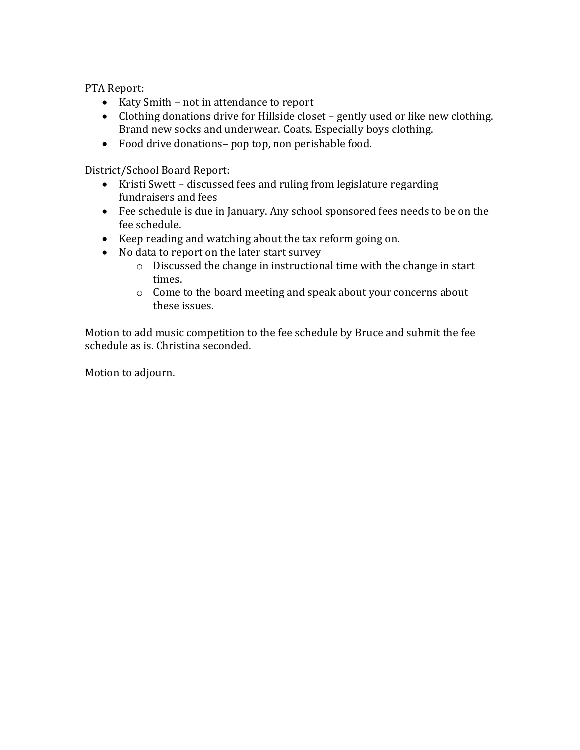PTA Report:

- Katy Smith – not in attendance to report
- Clothing donations drive for Hillside closet – gently used or like new clothing. Brand new socks and underwear. Coats. Especially boys clothing.
- Food drive donations– pop top, non perishable food.

District/School Board Report:

- Kristi Swett – discussed fees and ruling from legislature regarding fundraisers and fees
- Fee schedule is due in January. Any school sponsored fees needs to be on the fee schedule.
- Keep reading and watching about the tax reform going on.
- No data to report on the later start survey
  - Discussed the change in instructional time with the change in start times.
  - Come to the board meeting and speak about your concerns about these issues.

Motion to add music competition to the fee schedule by Bruce and submit the fee schedule as is. Christina seconded.

Motion to adjourn.